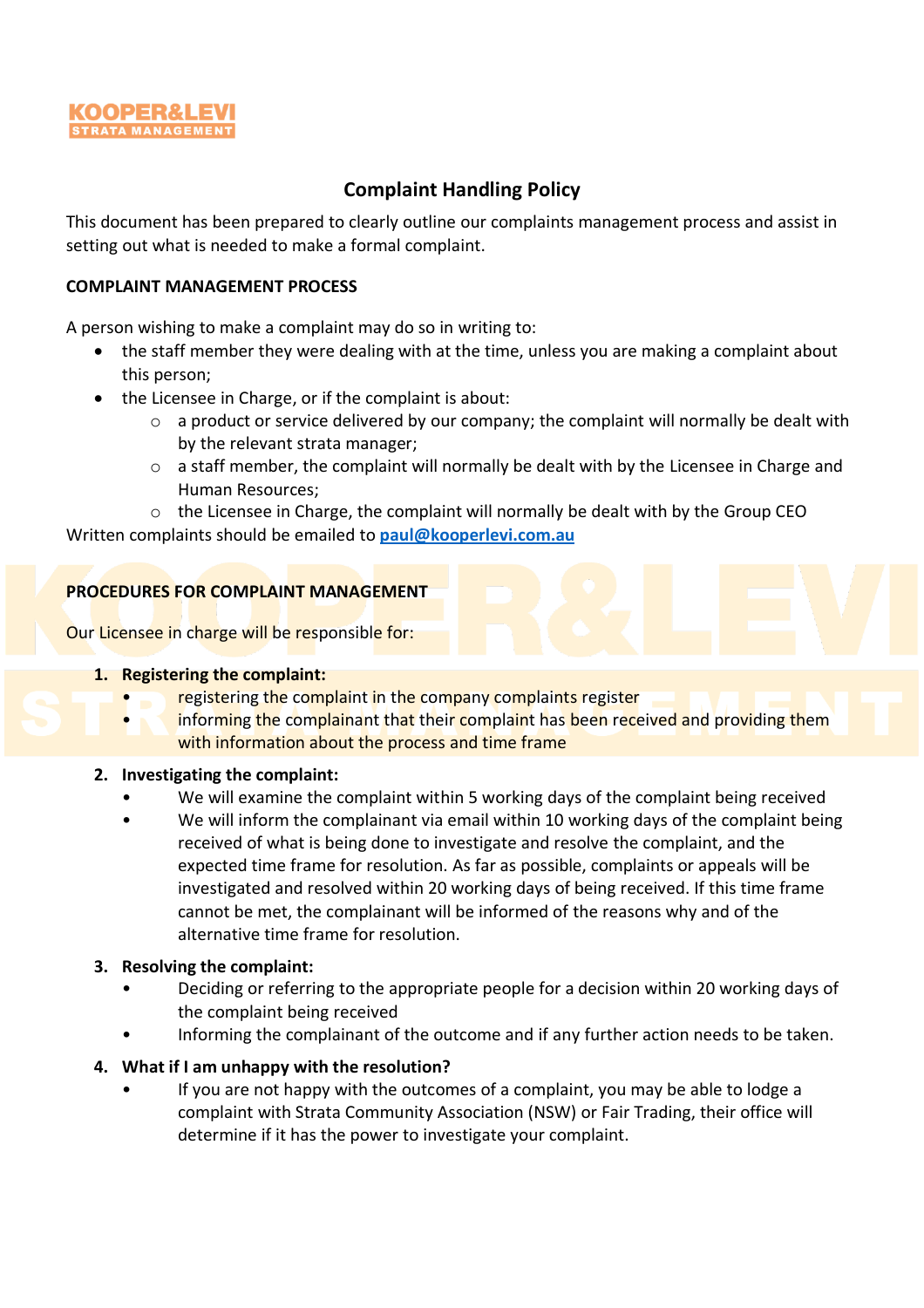KOOPER&LEVI
STRATA MANAGEMENT

# Complaint Handling Policy

This document has been prepared to clearly outline our complaints management process and assist in setting out what is needed to make a formal complaint.

**COMPLAINT MANAGEMENT PROCESS**

A person wishing to make a complaint may do so in writing to:

- the staff member they were dealing with at the time, unless you are making a complaint about this person;
- the Licensee in Charge, or if the complaint is about:
  - a product or service delivered by our company; the complaint will normally be dealt with by the relevant strata manager;
  - a staff member, the complaint will normally be dealt with by the Licensee in Charge and Human Resources;
  - the Licensee in Charge, the complaint will normally be dealt with by the Group CEO

Written complaints should be emailed to **paul@kooperlevi.com.au**

**PROCEDURES FOR COMPLAINT MANAGEMENT**

Our Licensee in charge will be responsible for:

1. **Registering the complaint:**
   - registering the complaint in the company complaints register
   - informing the complainant that their complaint has been received and providing them with information about the process and time frame
2. **Investigating the complaint:**
   - We will examine the complaint within 5 working days of the complaint being received
   - We will inform the complainant via email within 10 working days of the complaint being received of what is being done to investigate and resolve the complaint, and the expected time frame for resolution. As far as possible, complaints or appeals will be investigated and resolved within 20 working days of being received. If this time frame cannot be met, the complainant will be informed of the reasons why and of the alternative time frame for resolution.
3. **Resolving the complaint:**
   - Deciding or referring to the appropriate people for a decision within 20 working days of the complaint being received
   - Informing the complainant of the outcome and if any further action needs to be taken.
4. **What if I am unhappy with the resolution?**
   - If you are not happy with the outcomes of a complaint, you may be able to lodge a complaint with Strata Community Association (NSW) or Fair Trading, their office will determine if it has the power to investigate your complaint.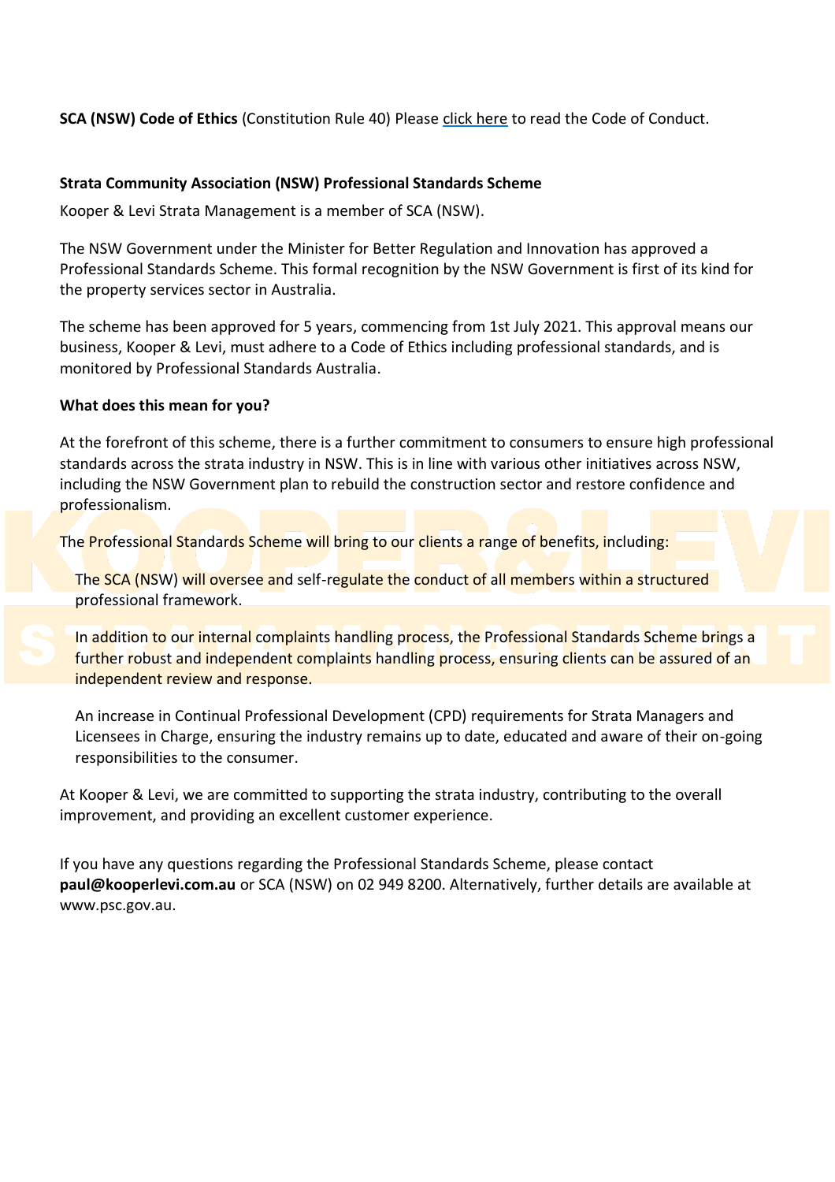**SCA (NSW) Code of Ethics** (Constitution Rule 40) Please click here to read the Code of Conduct.

**Strata Community Association (NSW) Professional Standards Scheme**

Kooper & Levi Strata Management is a member of SCA (NSW).

The NSW Government under the Minister for Better Regulation and Innovation has approved a Professional Standards Scheme. This formal recognition by the NSW Government is first of its kind for the property services sector in Australia.

The scheme has been approved for 5 years, commencing from 1st July 2021. This approval means our business, Kooper & Levi, must adhere to a Code of Ethics including professional standards, and is monitored by Professional Standards Australia.

**What does this mean for you?**

At the forefront of this scheme, there is a further commitment to consumers to ensure high professional standards across the strata industry in NSW. This is in line with various other initiatives across NSW, including the NSW Government plan to rebuild the construction sector and restore confidence and professionalism.

The Professional Standards Scheme will bring to our clients a range of benefits, including:

- The SCA (NSW) will oversee and self-regulate the conduct of all members within a structured professional framework.
- In addition to our internal complaints handling process, the Professional Standards Scheme brings a further robust and independent complaints handling process, ensuring clients can be assured of an independent review and response.
- An increase in Continual Professional Development (CPD) requirements for Strata Managers and Licensees in Charge, ensuring the industry remains up to date, educated and aware of their on-going responsibilities to the consumer.

At Kooper & Levi, we are committed to supporting the strata industry, contributing to the overall improvement, and providing an excellent customer experience.

If you have any questions regarding the Professional Standards Scheme, please contact **paul@kooperlevi.com.au** or SCA (NSW) on 02 949 8200. Alternatively, further details are available at www.psc.gov.au.